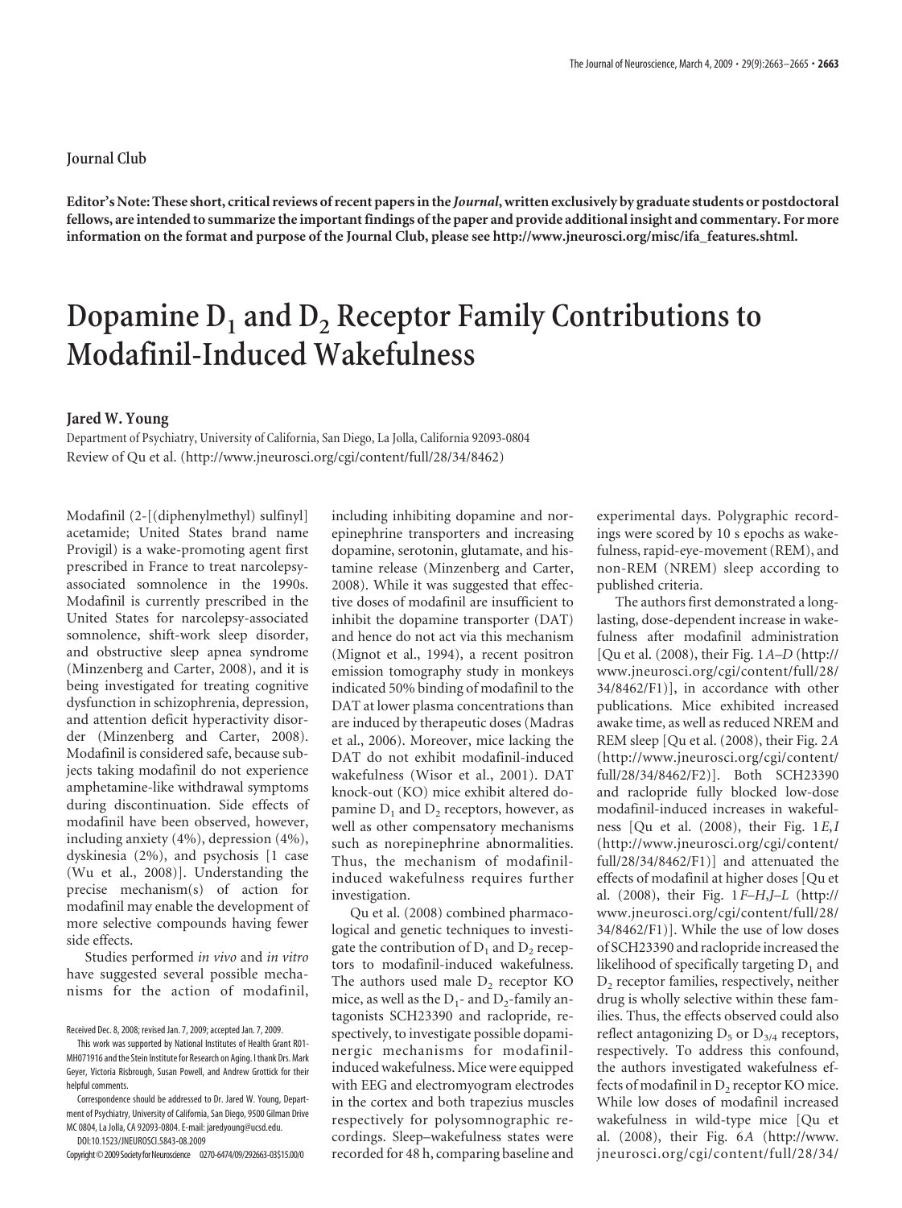Journal Club

**Editor's Note: These short, critical reviews of recent papers in the *Journal*, written exclusively by graduate students or postdoctoral fellows, are intended to summarize the important findings of the paper and provide additional insight and commentary. For more information on the format and purpose of the Journal Club, please see http://www.jneurosci.org/misc/ifa_features.shtml.**

# Dopamine $D_1$ and $D_2$ Receptor Family Contributions to Modafinil-Induced Wakefulness

**Jared W. Young**

Department of Psychiatry, University of California, San Diego, La Jolla, California 92093-0804

Review of Qu et al. (http://www.jneurosci.org/cgi/content/full/28/34/8462)

Modafinil (2-[(diphenylmethyl) sulfinyl] acetamide; United States brand name Provigil) is a wake-promoting agent first prescribed in France to treat narcolepsy-associated somnolence in the 1990s. Modafinil is currently prescribed in the United States for narcolepsy-associated somnolence, shift-work sleep disorder, and obstructive sleep apnea syndrome (Minzenberg and Carter, 2008), and it is being investigated for treating cognitive dysfunction in schizophrenia, depression, and attention deficit hyperactivity disorder (Minzenberg and Carter, 2008). Modafinil is considered safe, because subjects taking modafinil do not experience amphetamine-like withdrawal symptoms during discontinuation. Side effects of modafinil have been observed, however, including anxiety (4%), depression (4%), dyskinesia (2%), and psychosis [1 case (Wu et al., 2008)]. Understanding the precise mechanism(s) of action for modafinil may enable the development of more selective compounds having fewer side effects.

Studies performed *in vivo* and *in vitro* have suggested several possible mechanisms for the action of modafinil, including inhibiting dopamine and norepinephrine transporters and increasing dopamine, serotonin, glutamate, and histamine release (Minzenberg and Carter, 2008). While it was suggested that effective doses of modafinil are insufficient to inhibit the dopamine transporter (DAT) and hence do not act via this mechanism (Mignot et al., 1994), a recent positron emission tomography study in monkeys indicated 50% binding of modafinil to the DAT at lower plasma concentrations than are induced by therapeutic doses (Madras et al., 2006). Moreover, mice lacking the DAT do not exhibit modafinil-induced wakefulness (Wisor et al., 2001). DAT knock-out (KO) mice exhibit altered dopamine $D_1$ and $D_2$ receptors, however, as well as other compensatory mechanisms such as norepinephrine abnormalities. Thus, the mechanism of modafinil-induced wakefulness requires further investigation.

Qu et al. (2008) combined pharmacological and genetic techniques to investigate the contribution of $D_1$ and $D_2$ receptors to modafinil-induced wakefulness. The authors used male $D_2$ receptor KO mice, as well as the $D_1$- and $D_2$-family antagonists SCH23390 and raclopride, respectively, to investigate possible dopaminergic mechanisms for modafinil-induced wakefulness. Mice were equipped with EEG and electromyogram electrodes in the cortex and both trapezius muscles respectively for polysomnographic recordings. Sleep–wakefulness states were recorded for 48 h, comparing baseline and experimental days. Polygraphic recordings were scored by 10 s epochs as wakefulness, rapid-eye-movement (REM), and non-REM (NREM) sleep according to published criteria.

The authors first demonstrated a long-lasting, dose-dependent increase in wakefulness after modafinil administration [Qu et al. (2008), their Fig. 1*A–D* (http://www.jneurosci.org/cgi/content/full/28/34/8462/F1)], in accordance with other publications. Mice exhibited increased awake time, as well as reduced NREM and REM sleep [Qu et al. (2008), their Fig. 2*A* (http://www.jneurosci.org/cgi/content/full/28/34/8462/F2)]. Both SCH23390 and raclopride fully blocked low-dose modafinil-induced increases in wakefulness [Qu et al. (2008), their Fig. 1*E*,*I* (http://www.jneurosci.org/cgi/content/full/28/34/8462/F1)] and attenuated the effects of modafinil at higher doses [Qu et al. (2008), their Fig. 1*F–H*,*J–L* (http://www.jneurosci.org/cgi/content/full/28/34/8462/F1)]. While the use of low doses of SCH23390 and raclopride increased the likelihood of specifically targeting $D_1$ and $D_2$ receptor families, respectively, neither drug is wholly selective within these families. Thus, the effects observed could also reflect antagonizing $D_5$ or $D_{3/4}$ receptors, respectively. To address this confound, the authors investigated wakefulness effects of modafinil in $D_2$ receptor KO mice. While low doses of modafinil increased wakefulness in wild-type mice [Qu et al. (2008), their Fig. 6*A* (http://www.jneurosci.org/cgi/content/full/28/34/

Received Dec. 8, 2008; revised Jan. 7, 2009; accepted Jan. 7, 2009.

This work was supported by National Institutes of Health Grant R01-MH071916 and the Stein Institute for Research on Aging. I thank Drs. Mark Geyer, Victoria Risbrough, Susan Powell, and Andrew Grottick for their helpful comments.

Correspondence should be addressed to Dr. Jared W. Young, Department of Psychiatry, University of California, San Diego, 9500 Gilman Drive MC 0804, La Jolla, CA 92093-0804. E-mail: jaredyoung@ucsd.edu.

DOI:10.1523/JNEUROSCI.5843-08.2009

Copyright © 2009 Society for Neuroscience 0270-6474/09/292663-03$15.00/0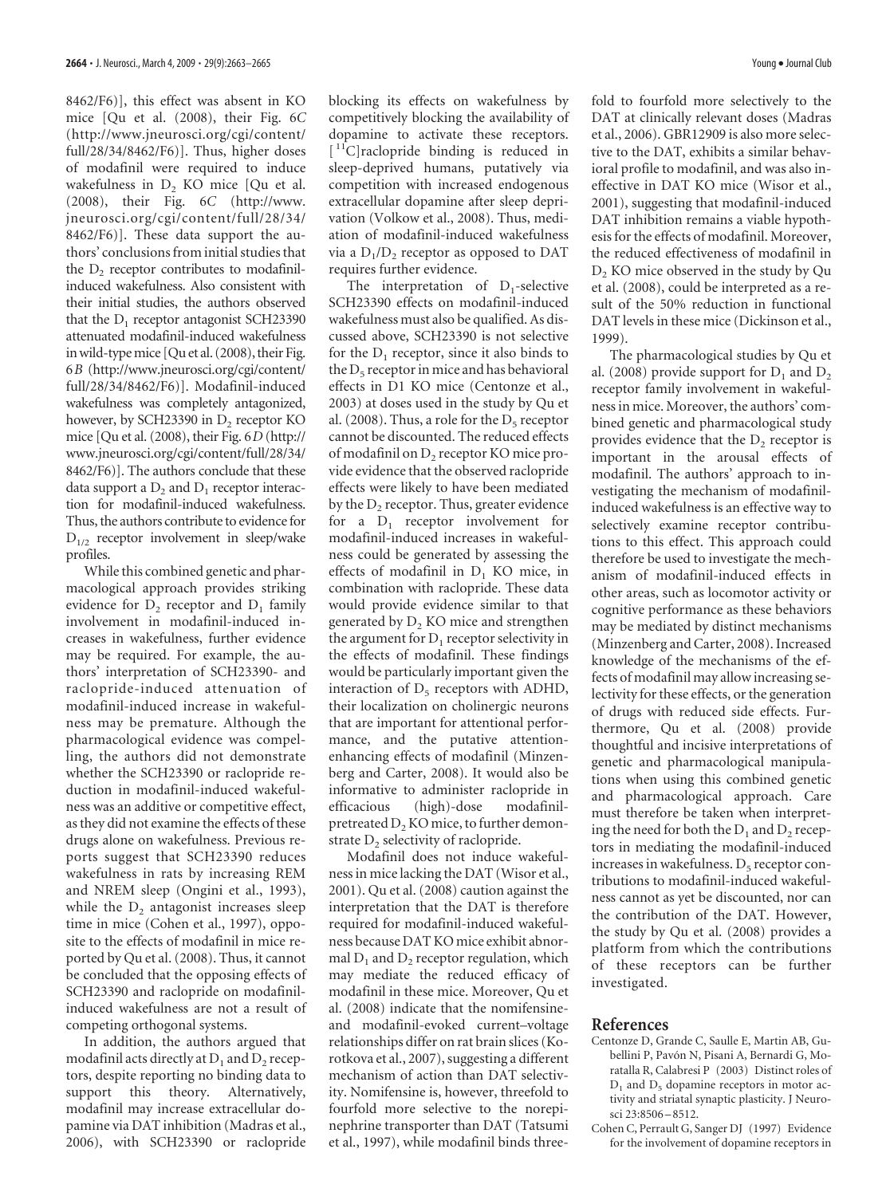8462/F6)], this effect was absent in KO mice [Qu et al. (2008), their Fig. 6C (http://www.jneurosci.org/cgi/content/full/28/34/8462/F6)]. Thus, higher doses of modafinil were required to induce wakefulness in $D_2$ KO mice [Qu et al. (2008), their Fig. 6C (http://www.jneurosci.org/cgi/content/full/28/34/8462/F6)]. These data support the authors' conclusions from initial studies that the $D_2$ receptor contributes to modafinil-induced wakefulness. Also consistent with their initial studies, the authors observed that the $D_1$ receptor antagonist SCH23390 attenuated modafinil-induced wakefulness in wild-type mice [Qu et al. (2008), their Fig. 6B (http://www.jneurosci.org/cgi/content/full/28/34/8462/F6)]. Modafinil-induced wakefulness was completely antagonized, however, by SCH23390 in $D_2$ receptor KO mice [Qu et al. (2008), their Fig. 6D (http://www.jneurosci.org/cgi/content/full/28/34/8462/F6)]. The authors conclude that these data support a $D_2$ and $D_1$ receptor interaction for modafinil-induced wakefulness. Thus, the authors contribute to evidence for $D_{1/2}$ receptor involvement in sleep/wake profiles.

While this combined genetic and pharmacological approach provides striking evidence for $D_2$ receptor and $D_1$ family involvement in modafinil-induced increases in wakefulness, further evidence may be required. For example, the authors' interpretation of SCH23390- and raclopride-induced attenuation of modafinil-induced increase in wakefulness may be premature. Although the pharmacological evidence was compelling, the authors did not demonstrate whether the SCH23390 or raclopride reduction in modafinil-induced wakefulness was an additive or competitive effect, as they did not examine the effects of these drugs alone on wakefulness. Previous reports suggest that SCH23390 reduces wakefulness in rats by increasing REM and NREM sleep (Ongini et al., 1993), while the $D_2$ antagonist increases sleep time in mice (Cohen et al., 1997), opposite to the effects of modafinil in mice reported by Qu et al. (2008). Thus, it cannot be concluded that the opposing effects of SCH23390 and raclopride on modafinil-induced wakefulness are not a result of competing orthogonal systems.

In addition, the authors argued that modafinil acts directly at $D_1$ and $D_2$ receptors, despite reporting no binding data to support this theory. Alternatively, modafinil may increase extracellular dopamine via DAT inhibition (Madras et al., 2006), with SCH23390 or raclopride blocking its effects on wakefulness by competitively blocking the availability of dopamine to activate these receptors. [$^{11}$C]raclopride binding is reduced in sleep-deprived humans, putatively via competition with increased endogenous extracellular dopamine after sleep deprivation (Volkow et al., 2008). Thus, mediation of modafinil-induced wakefulness via a $D_1/D_2$ receptor as opposed to DAT requires further evidence.

The interpretation of $D_1$-selective SCH23390 effects on modafinil-induced wakefulness must also be qualified. As discussed above, SCH23390 is not selective for the $D_1$ receptor, since it also binds to the $D_5$ receptor in mice and has behavioral effects in D1 KO mice (Centonze et al., 2003) at doses used in the study by Qu et al. (2008). Thus, a role for the $D_5$ receptor cannot be discounted. The reduced effects of modafinil on $D_2$ receptor KO mice provide evidence that the observed raclopride effects were likely to have been mediated by the $D_2$ receptor. Thus, greater evidence for a $D_1$ receptor involvement for modafinil-induced increases in wakefulness could be generated by assessing the effects of modafinil in $D_1$ KO mice, in combination with raclopride. These data would provide evidence similar to that generated by $D_2$ KO mice and strengthen the argument for $D_1$ receptor selectivity in the effects of modafinil. These findings would be particularly important given the interaction of $D_5$ receptors with ADHD, their localization on cholinergic neurons that are important for attentional performance, and the putative attention-enhancing effects of modafinil (Minzenberg and Carter, 2008). It would also be informative to administer raclopride in efficacious (high)-dose modafinil-pretreated $D_2$ KO mice, to further demonstrate $D_2$ selectivity of raclopride.

Modafinil does not induce wakefulness in mice lacking the DAT (Wisor et al., 2001). Qu et al. (2008) caution against the interpretation that the DAT is therefore required for modafinil-induced wakefulness because DAT KO mice exhibit abnormal $D_1$ and $D_2$ receptor regulation, which may mediate the reduced efficacy of modafinil in these mice. Moreover, Qu et al. (2008) indicate that the nomifensine- and modafinil-evoked current–voltage relationships differ on rat brain slices (Korotkova et al., 2007), suggesting a different mechanism of action than DAT selectivity. Nomifensine is, however, threefold to fourfold more selective to the norepinephrine transporter than DAT (Tatsumi et al., 1997), while modafinil binds threefold to fourfold more selectively to the DAT at clinically relevant doses (Madras et al., 2006). GBR12909 is also more selective to the DAT, exhibits a similar behavioral profile to modafinil, and was also ineffective in DAT KO mice (Wisor et al., 2001), suggesting that modafinil-induced DAT inhibition remains a viable hypothesis for the effects of modafinil. Moreover, the reduced effectiveness of modafinil in $D_2$ KO mice observed in the study by Qu et al. (2008), could be interpreted as a result of the 50% reduction in functional DAT levels in these mice (Dickinson et al., 1999).

The pharmacological studies by Qu et al. (2008) provide support for $D_1$ and $D_2$ receptor family involvement in wakefulness in mice. Moreover, the authors' combined genetic and pharmacological study provides evidence that the $D_2$ receptor is important in the arousal effects of modafinil. The authors' approach to investigating the mechanism of modafinil-induced wakefulness is an effective way to selectively examine receptor contributions to this effect. This approach could therefore be used to investigate the mechanism of modafinil-induced effects in other areas, such as locomotor activity or cognitive performance as these behaviors may be mediated by distinct mechanisms (Minzenberg and Carter, 2008). Increased knowledge of the mechanisms of the effects of modafinil may allow increasing selectivity for these effects, or the generation of drugs with reduced side effects. Furthermore, Qu et al. (2008) provide thoughtful and incisive interpretations of genetic and pharmacological manipulations when using this combined genetic and pharmacological approach. Care must therefore be taken when interpreting the need for both the $D_1$ and $D_2$ receptors in mediating the modafinil-induced increases in wakefulness. $D_5$ receptor contributions to modafinil-induced wakefulness cannot as yet be discounted, nor can the contribution of the DAT. However, the study by Qu et al. (2008) provides a platform from which the contributions of these receptors can be further investigated.

## References

Centonze D, Grande C, Saulle E, Martin AB, Gubellini P, Pavón N, Pisani A, Bernardi G, Moratalla R, Calabresi P (2003) Distinct roles of $D_1$ and $D_5$ dopamine receptors in motor activity and striatal synaptic plasticity. J Neurosci 23:8506–8512.

Cohen C, Perrault G, Sanger DJ (1997) Evidence for the involvement of dopamine receptors in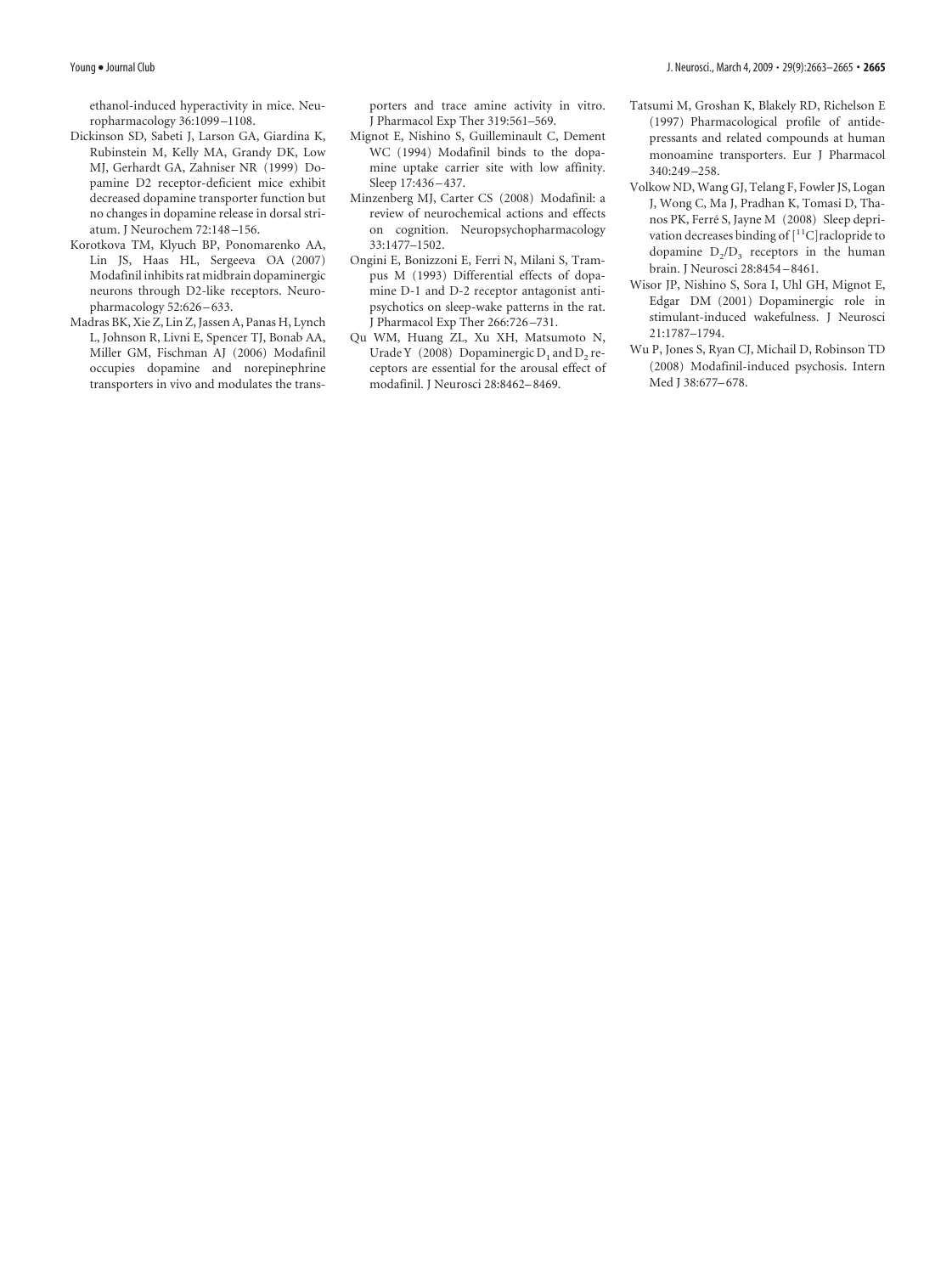ethanol-induced hyperactivity in mice. Neuropharmacology 36:1099–1108.

Dickinson SD, Sabeti J, Larson GA, Giardina K, Rubinstein M, Kelly MA, Grandy DK, Low MJ, Gerhardt GA, Zahniser NR (1999) Dopamine D2 receptor-deficient mice exhibit decreased dopamine transporter function but no changes in dopamine release in dorsal striatum. J Neurochem 72:148–156.

Korotkova TM, Klyuch BP, Ponomarenko AA, Lin JS, Haas HL, Sergeeva OA (2007) Modafinil inhibits rat midbrain dopaminergic neurons through D2-like receptors. Neuropharmacology 52:626–633.

Madras BK, Xie Z, Lin Z, Jassen A, Panas H, Lynch L, Johnson R, Livni E, Spencer TJ, Bonab AA, Miller GM, Fischman AJ (2006) Modafinil occupies dopamine and norepinephrine transporters in vivo and modulates the transporters and trace amine activity in vitro. J Pharmacol Exp Ther 319:561–569.

Mignot E, Nishino S, Guilleminault C, Dement WC (1994) Modafinil binds to the dopamine uptake carrier site with low affinity. Sleep 17:436–437.

Minzenberg MJ, Carter CS (2008) Modafinil: a review of neurochemical actions and effects on cognition. Neuropsychopharmacology 33:1477–1502.

Ongini E, Bonizzoni E, Ferri N, Milani S, Trampus M (1993) Differential effects of dopamine D-1 and D-2 receptor antagonist antipsychotics on sleep-wake patterns in the rat. J Pharmacol Exp Ther 266:726–731.

Qu WM, Huang ZL, Xu XH, Matsumoto N, Urade Y (2008) Dopaminergic $D_1$ and $D_2$ receptors are essential for the arousal effect of modafinil. J Neurosci 28:8462–8469.

Tatsumi M, Groshan K, Blakely RD, Richelson E (1997) Pharmacological profile of antidepressants and related compounds at human monoamine transporters. Eur J Pharmacol 340:249–258.

Volkow ND, Wang GJ, Telang F, Fowler JS, Logan J, Wong C, Ma J, Pradhan K, Tomasi D, Thanos PK, Ferré S, Jayne M (2008) Sleep deprivation decreases binding of $[^{11}C]$raclopride to dopamine $D_2/D_3$ receptors in the human brain. J Neurosci 28:8454–8461.

Wisor JP, Nishino S, Sora I, Uhl GH, Mignot E, Edgar DM (2001) Dopaminergic role in stimulant-induced wakefulness. J Neurosci 21:1787–1794.

Wu P, Jones S, Ryan CJ, Michail D, Robinson TD (2008) Modafinil-induced psychosis. Intern Med J 38:677–678.